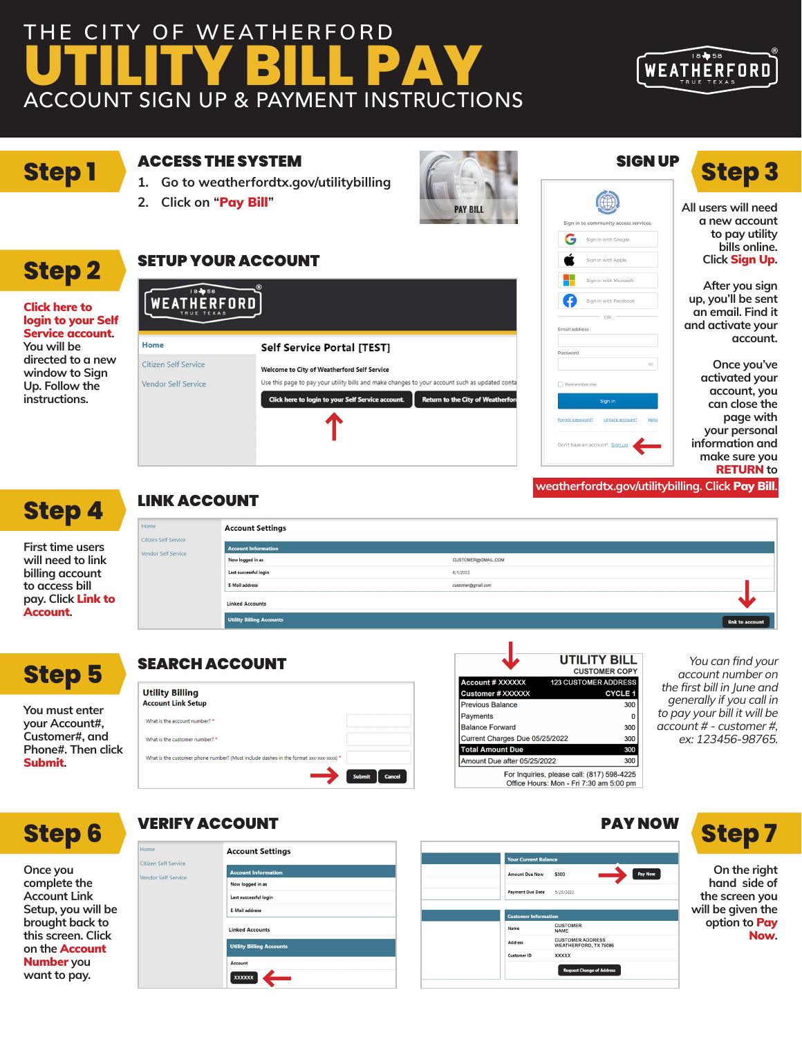# THE CITY OF WEATHERFORD UTILITY BILL PAY

## ACCOUNT SIGN UP & PAYMENT INSTRUCTIONS

## Step 1

### ACCESS THE SYSTEM

1. Go to weatherfordtx.gov/utilitybilling
2. Click on "**Pay Bill**"

## Step 2

### SETUP YOUR ACCOUNT

**Click here to login to your Self Service account.** You will be directed to a new window to Sign Up. Follow the instructions.

## Step 3

### SIGN UP

All users will need a new account to pay utility bills online. Click **Sign Up**.

After you sign up, you'll be sent an email. Find it and activate your account.

Once you've activated your account, you can close the page with your personal information and make sure you **RETURN** to weatherfordtx.gov/utilitybilling. Click **Pay Bill**.

## Step 4

### LINK ACCOUNT

First time users will need to link billing account to access bill pay. Click **Link to Account**.

## Step 5

### SEARCH ACCOUNT

You must enter your Account#, Customer#, and Phone#. Then click **Submit**.

*You can find your account number on the first bill in June and generally if you call in to pay your bill it will be account # - customer #, ex: 123456-98765.*

## Step 6

### VERIFY ACCOUNT

Once you complete the Account Link Setup, you will be brought back to this screen. Click on the **Account Number** you want to pay.

## Step 7

### PAY NOW

On the right hand side of the screen you will be given the option to **Pay Now**.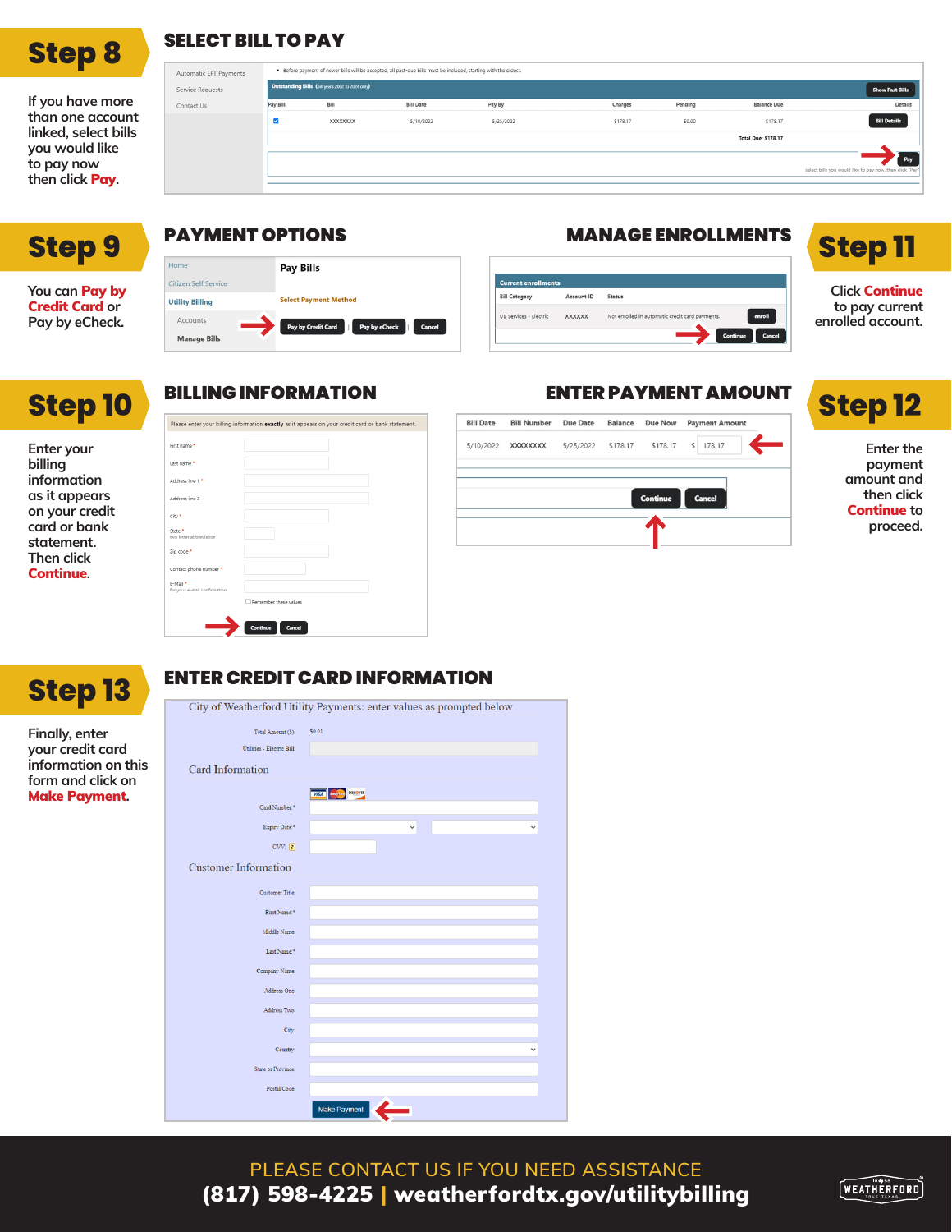## Step 8

### SELECT BILL TO PAY

If you have more than one account linked, select bills you would like to pay now then click **Pay**.

- Before payment of newer bills will be accepted, all past-due bills must be included, starting with the oldest.

Automatic EFT Payments
Service Requests
Contact Us

**Outstanding Bills** (All years 2002 to 2024 only) — Show Past Bills

| Pay Bill | Bill | Bill Date | Pay By | Charges | Pending | Balance Due | Details |
|---|---|---|---|---|---|---|---|
| ☑ | XXXXXXXX | 5/10/2022 | 5/25/2022 | $178.17 | $0.00 | $178.17 | Bill Details |

Total Due: $178.17

Pay

select bills you would like to pay now, then click "Pay"

## Step 9

### PAYMENT OPTIONS

You can **Pay by Credit Card** or Pay by eCheck.

Home
Citizen Self Service
Utility Billing
Accounts
Manage Bills

Pay Bills

Select Payment Method

Pay by Credit Card | Pay by eCheck | Cancel

## Step 11

### MANAGE ENROLLMENTS

Click **Continue** to pay current enrolled account.

Current enrollments

| Bill Category | Account ID | Status | |
|---|---|---|---|
| UB Services - Electric | XXXXXX | Not enrolled in automatic credit card payments. | enroll |

Continue | Cancel

## Step 10

### BILLING INFORMATION

Enter your billing information as it appears on your credit card or bank statement. Then click **Continue**.

Please enter your billing information **exactly** as it appears on your credit card or bank statement.

First name *
Last name *
Address line 1 *
Address line 2
City *
State * (two letter abbreviation)
Zip code *
Contact phone number *
E-Mail * (for your e-mail confirmation)

☐ Remember these values

Continue | Cancel

## Step 12

### ENTER PAYMENT AMOUNT

Enter the payment amount and then click **Continue** to proceed.

| Bill Date | Bill Number | Due Date | Balance | Due Now | Payment Amount |
|---|---|---|---|---|---|
| 5/10/2022 | XXXXXXXX | 5/25/2022 | $178.17 | $178.17 | $ 178.17 |

Continue | Cancel

## Step 13

### ENTER CREDIT CARD INFORMATION

Finally, enter your credit card information on this form and click on **Make Payment**.

City of Weatherford Utility Payments: enter values as prompted below

Total Amount ($): $0.01
Utilities - Electric Bill:

Card Information

Card Number:*
Expiry Date:*
CVV: ?

Customer Information

Customer Title:
First Name:*
Middle Name:
Last Name:*
Company Name:
Address One:
Address Two:
City:
Country:
State or Province:
Postal Code:

Make Payment

PLEASE CONTACT US IF YOU NEED ASSISTANCE
**(817) 598-4225 | weatherfordtx.gov/utilitybilling**

WEATHERFORD